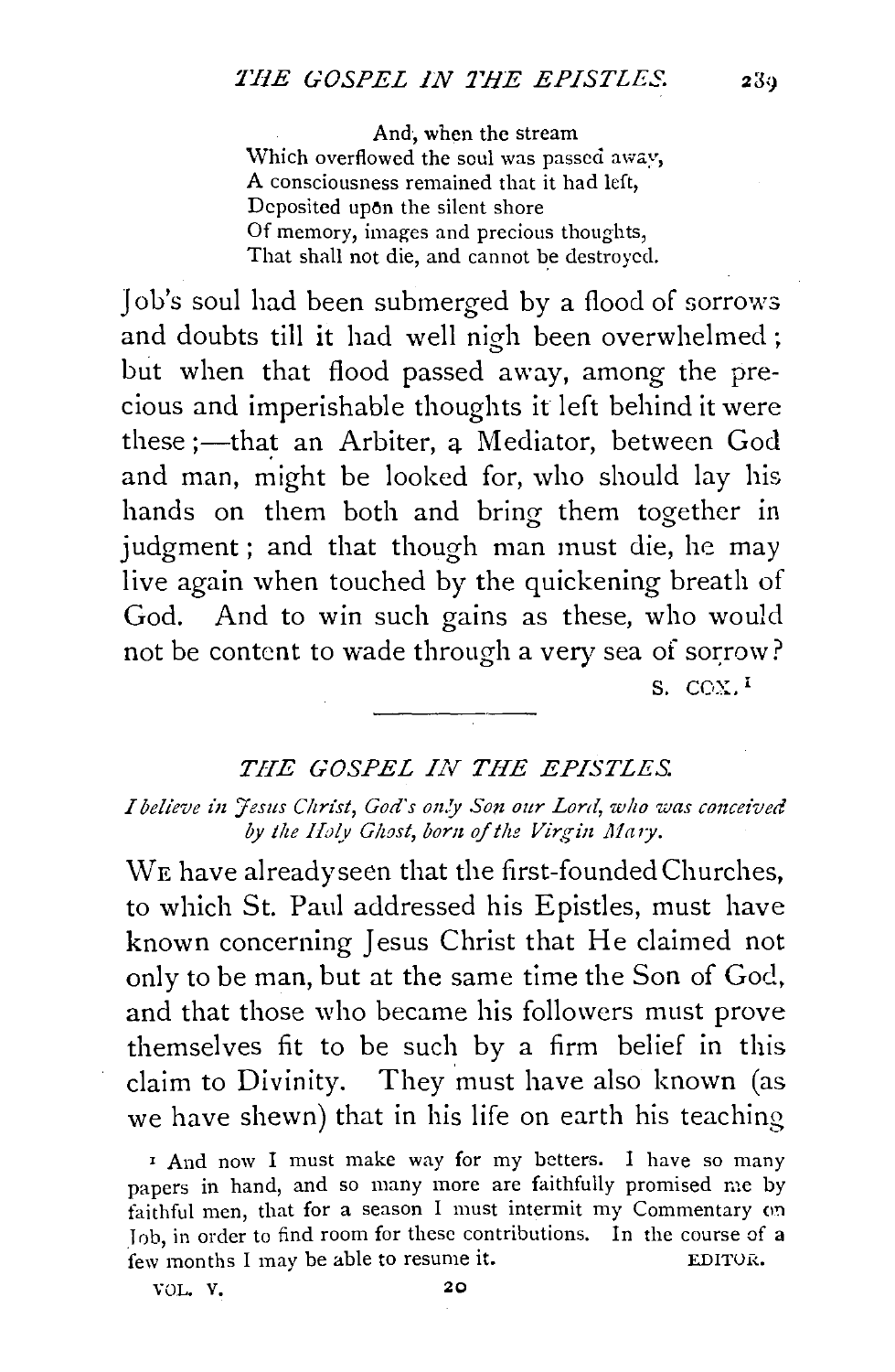> And, when the stream
> Which overflowed the soul was passed away,
> A consciousness remained that it had left,
> Deposited upon the silent shore
> Of memory, images and precious thoughts,
> That shall not die, and cannot be destroyed.

Job's soul had been submerged by a flood of sorrows and doubts till it had well nigh been overwhelmed; but when that flood passed away, among the precious and imperishable thoughts it left behind it were these;—that an Arbiter, a Mediator, between God and man, might be looked for, who should lay his hands on them both and bring them together in judgment; and that though man must die, he may live again when touched by the quickening breath of God. And to win such gains as these, who would not be content to wade through a very sea of sorrow?

S. COX.[1]

---

## THE GOSPEL IN THE EPISTLES.

*I believe in Jesus Christ, God's only Son our Lord, who was conceived by the Holy Ghost, born of the Virgin Mary.*

WE have already seen that the first-founded Churches, to which St. Paul addressed his Epistles, must have known concerning Jesus Christ that He claimed not only to be man, but at the same time the Son of God, and that those who became his followers must prove themselves fit to be such by a firm belief in this claim to Divinity. They must have also known (as we have shewn) that in his life on earth his teaching

[1] And now I must make way for my betters. I have so many papers in hand, and so many more are faithfully promised me by faithful men, that for a season I must intermit my Commentary on Job, in order to find room for these contributions. In the course of a few months I may be able to resume it. EDITOR.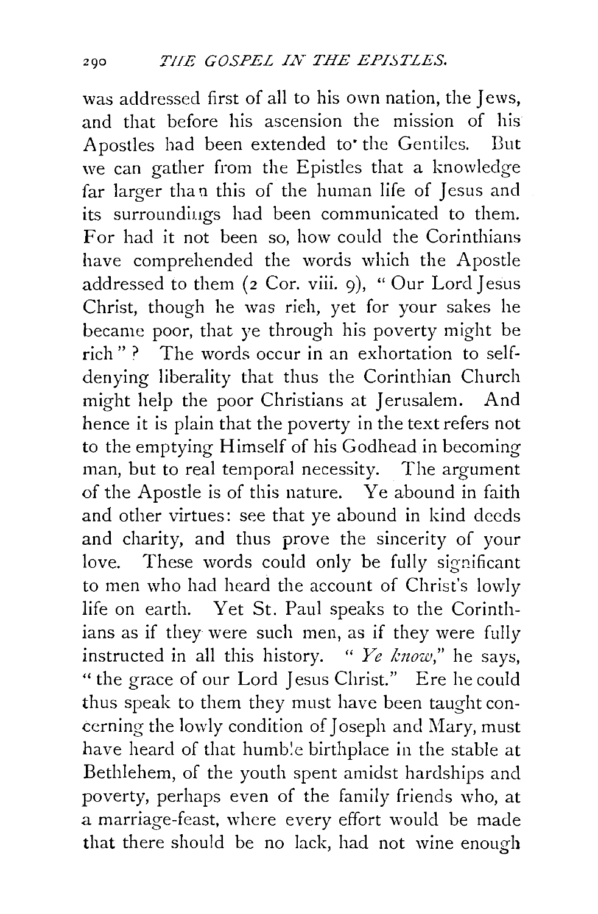was addressed first of all to his own nation, the Jews, and that before his ascension the mission of his Apostles had been extended to the Gentiles. But we can gather from the Epistles that a knowledge far larger than this of the human life of Jesus and its surroundings had been communicated to them. For had it not been so, how could the Corinthians have comprehended the words which the Apostle addressed to them (2 Cor. viii. 9), "Our Lord Jesus Christ, though he was rich, yet for your sakes he became poor, that ye through his poverty might be rich"? The words occur in an exhortation to self-denying liberality that thus the Corinthian Church might help the poor Christians at Jerusalem. And hence it is plain that the poverty in the text refers not to the emptying Himself of his Godhead in becoming man, but to real temporal necessity. The argument of the Apostle is of this nature. Ye abound in faith and other virtues: see that ye abound in kind deeds and charity, and thus prove the sincerity of your love. These words could only be fully significant to men who had heard the account of Christ's lowly life on earth. Yet St. Paul speaks to the Corinthians as if they were such men, as if they were fully instructed in all this history. "*Ye know*," he says, "the grace of our Lord Jesus Christ." Ere he could thus speak to them they must have been taught concerning the lowly condition of Joseph and Mary, must have heard of that humble birthplace in the stable at Bethlehem, of the youth spent amidst hardships and poverty, perhaps even of the family friends who, at a marriage-feast, where every effort would be made that there should be no lack, had not wine enough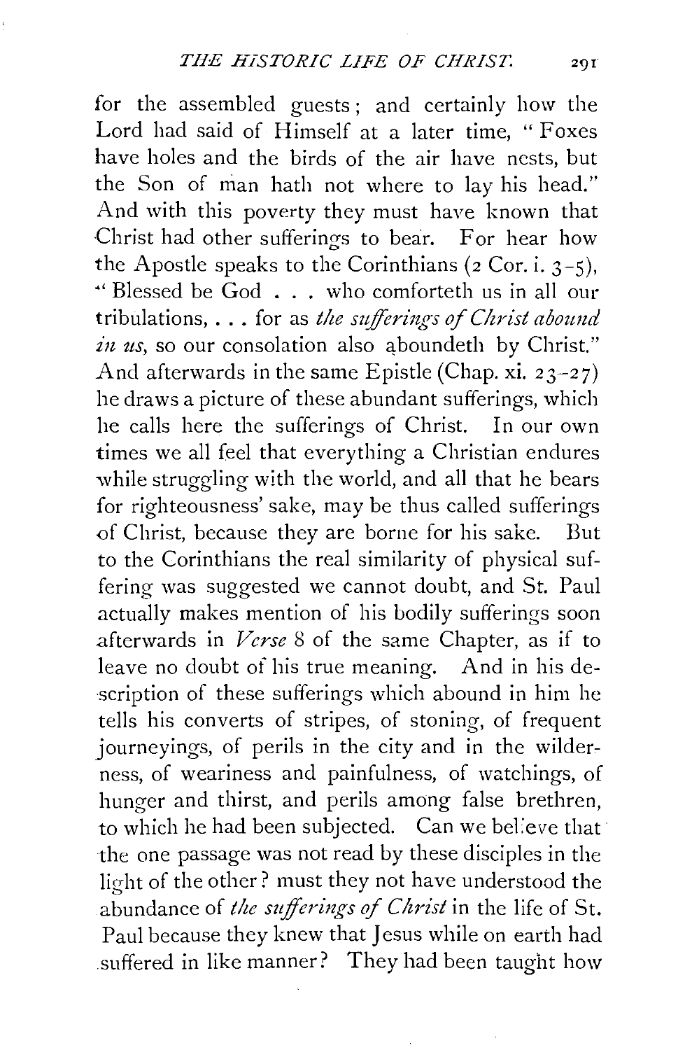for the assembled guests; and certainly how the Lord had said of Himself at a later time, "Foxes have holes and the birds of the air have nests, but the Son of man hath not where to lay his head." And with this poverty they must have known that Christ had other sufferings to bear. For hear how the Apostle speaks to the Corinthians (2 Cor. i. 3–5), "Blessed be God . . . who comforteth us in all our tribulations, . . . for as *the sufferings of Christ abound in us*, so our consolation also aboundeth by Christ." And afterwards in the same Epistle (Chap. xi. 23–27) he draws a picture of these abundant sufferings, which he calls here the sufferings of Christ. In our own times we all feel that everything a Christian endures while struggling with the world, and all that he bears for righteousness' sake, may be thus called sufferings of Christ, because they are borne for his sake. But to the Corinthians the real similarity of physical suffering was suggested we cannot doubt, and St. Paul actually makes mention of his bodily sufferings soon afterwards in *Verse* 8 of the same Chapter, as if to leave no doubt of his true meaning. And in his description of these sufferings which abound in him he tells his converts of stripes, of stoning, of frequent journeyings, of perils in the city and in the wilderness, of weariness and painfulness, of watchings, of hunger and thirst, and perils among false brethren, to which he had been subjected. Can we believe that the one passage was not read by these disciples in the light of the other? must they not have understood the abundance of *the sufferings of Christ* in the life of St. Paul because they knew that Jesus while on earth had suffered in like manner? They had been taught how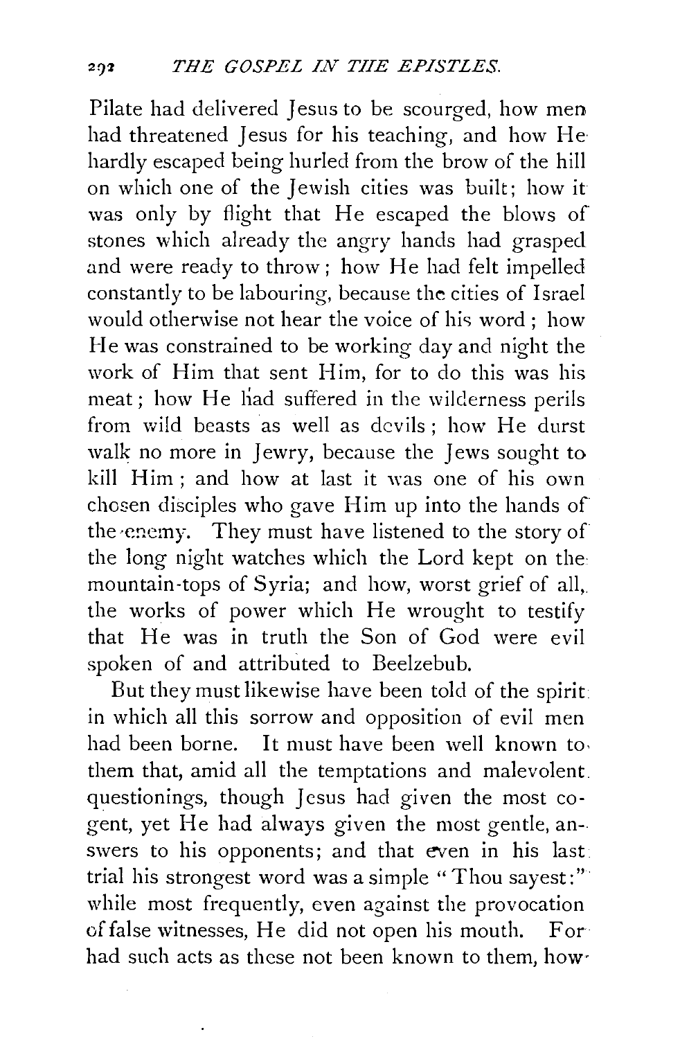Pilate had delivered Jesus to be scourged, how men had threatened Jesus for his teaching, and how He hardly escaped being hurled from the brow of the hill on which one of the Jewish cities was built; how it was only by flight that He escaped the blows of stones which already the angry hands had grasped and were ready to throw; how He had felt impelled constantly to be labouring, because the cities of Israel would otherwise not hear the voice of his word; how He was constrained to be working day and night the work of Him that sent Him, for to do this was his meat; how He had suffered in the wilderness perils from wild beasts as well as devils; how He durst walk no more in Jewry, because the Jews sought to kill Him; and how at last it was one of his own chosen disciples who gave Him up into the hands of the enemy. They must have listened to the story of the long night watches which the Lord kept on the mountain-tops of Syria; and how, worst grief of all, the works of power which He wrought to testify that He was in truth the Son of God were evil spoken of and attributed to Beelzebub.

But they must likewise have been told of the spirit in which all this sorrow and opposition of evil men had been borne. It must have been well known to them that, amid all the temptations and malevolent questionings, though Jesus had given the most cogent, yet He had always given the most gentle, answers to his opponents; and that even in his last trial his strongest word was a simple "Thou sayest:" while most frequently, even against the provocation of false witnesses, He did not open his mouth. For had such acts as these not been known to them, how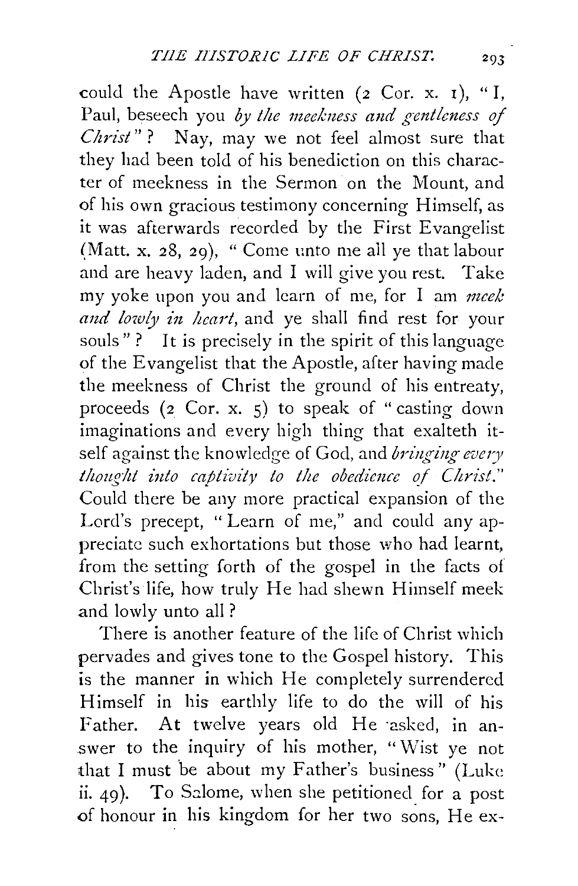could the Apostle have written (2 Cor. x. 1), "I, Paul, beseech you *by the meekness and gentleness of Christ*"? Nay, may we not feel almost sure that they had been told of his benediction on this character of meekness in the Sermon on the Mount, and of his own gracious testimony concerning Himself, as it was afterwards recorded by the First Evangelist (Matt. x. 28, 29), "Come unto me all ye that labour and are heavy laden, and I will give you rest. Take my yoke upon you and learn of me, for I am *meek and lowly in heart*, and ye shall find rest for your souls"? It is precisely in the spirit of this language of the Evangelist that the Apostle, after having made the meekness of Christ the ground of his entreaty, proceeds (2 Cor. x. 5) to speak of "casting down imaginations and every high thing that exalteth itself against the knowledge of God, and *bringing every thought into captivity to the obedience of Christ.*" Could there be any more practical expansion of the Lord's precept, "Learn of me," and could any appreciate such exhortations but those who had learnt, from the setting forth of the gospel in the facts of Christ's life, how truly He had shewn Himself meek and lowly unto all?

There is another feature of the life of Christ which pervades and gives tone to the Gospel history. This is the manner in which He completely surrendered Himself in his earthly life to do the will of his Father. At twelve years old He asked, in answer to the inquiry of his mother, "Wist ye not that I must be about my Father's business" (Luke ii. 49). To Salome, when she petitioned for a post of honour in his kingdom for her two sons, He ex-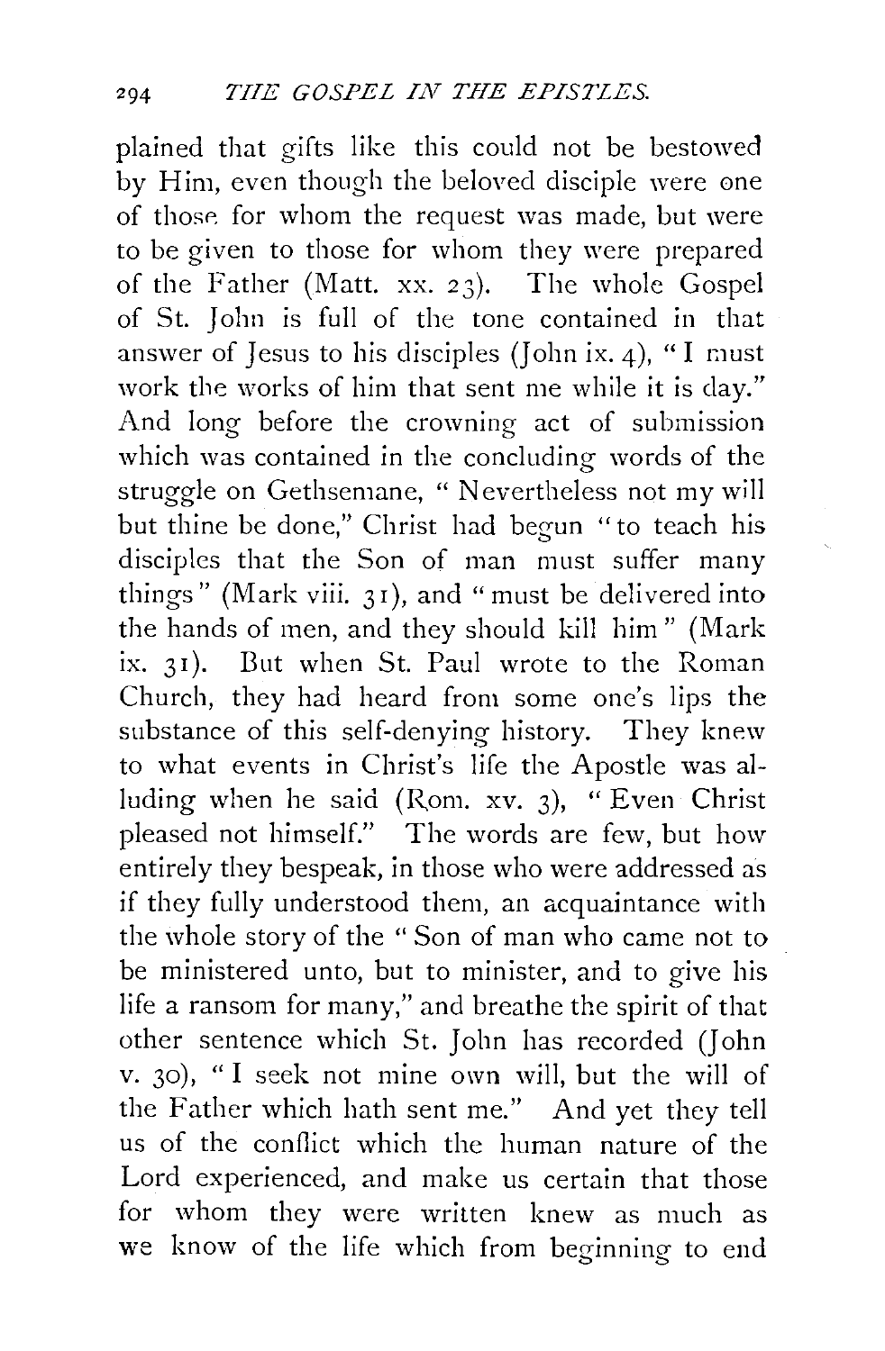plained that gifts like this could not be bestowed by Him, even though the beloved disciple were one of those for whom the request was made, but were to be given to those for whom they were prepared of the Father (Matt. xx. 23). The whole Gospel of St. John is full of the tone contained in that answer of Jesus to his disciples (John ix. 4), "I must work the works of him that sent me while it is day." And long before the crowning act of submission which was contained in the concluding words of the struggle on Gethsemane, "Nevertheless not my will but thine be done," Christ had begun "to teach his disciples that the Son of man must suffer many things" (Mark viii. 31), and "must be delivered into the hands of men, and they should kill him" (Mark ix. 31). But when St. Paul wrote to the Roman Church, they had heard from some one's lips the substance of this self-denying history. They knew to what events in Christ's life the Apostle was alluding when he said (Rom. xv. 3), "Even Christ pleased not himself." The words are few, but how entirely they bespeak, in those who were addressed as if they fully understood them, an acquaintance with the whole story of the "Son of man who came not to be ministered unto, but to minister, and to give his life a ransom for many," and breathe the spirit of that other sentence which St. John has recorded (John v. 30), "I seek not mine own will, but the will of the Father which hath sent me." And yet they tell us of the conflict which the human nature of the Lord experienced, and make us certain that those for whom they were written knew as much as we know of the life which from beginning to end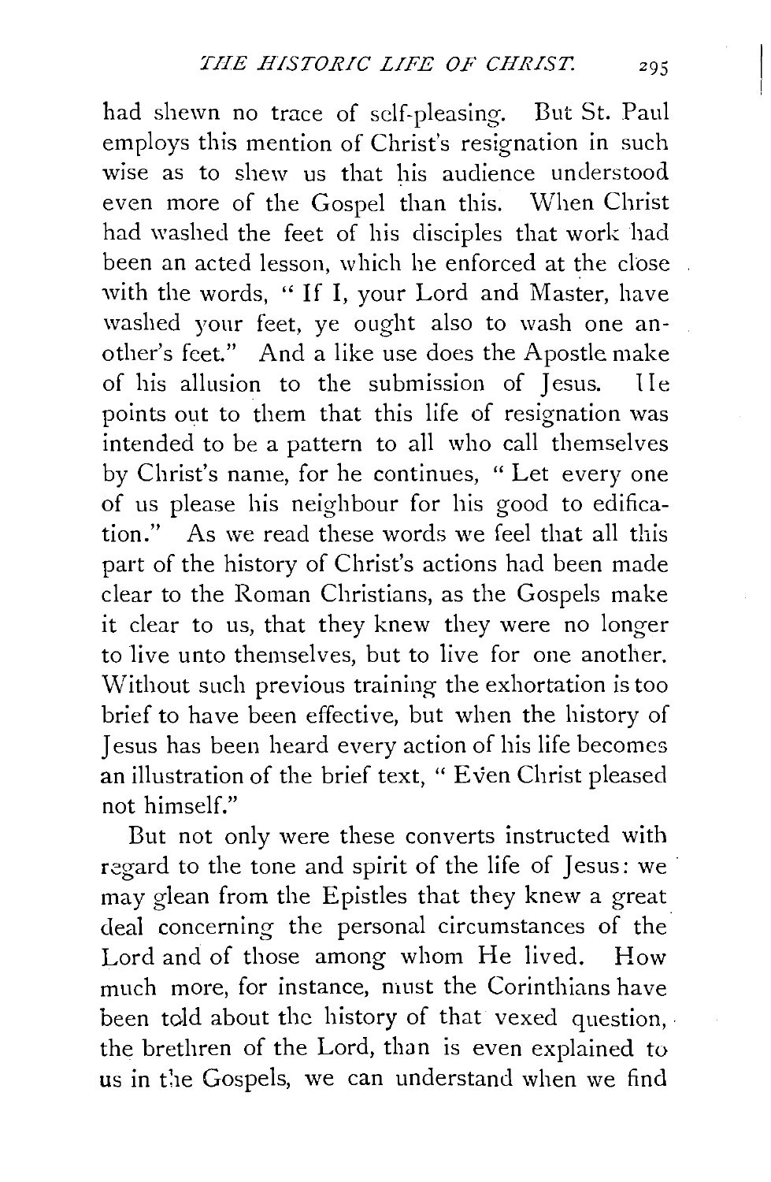had shewn no trace of self-pleasing. But St. Paul employs this mention of Christ's resignation in such wise as to shew us that his audience understood even more of the Gospel than this. When Christ had washed the feet of his disciples that work had been an acted lesson, which he enforced at the close with the words, "If I, your Lord and Master, have washed your feet, ye ought also to wash one another's feet." And a like use does the Apostle make of his allusion to the submission of Jesus. He points out to them that this life of resignation was intended to be a pattern to all who call themselves by Christ's name, for he continues, "Let every one of us please his neighbour for his good to edification." As we read these words we feel that all this part of the history of Christ's actions had been made clear to the Roman Christians, as the Gospels make it clear to us, that they knew they were no longer to live unto themselves, but to live for one another. Without such previous training the exhortation is too brief to have been effective, but when the history of Jesus has been heard every action of his life becomes an illustration of the brief text, "Even Christ pleased not himself."

But not only were these converts instructed with regard to the tone and spirit of the life of Jesus: we may glean from the Epistles that they knew a great deal concerning the personal circumstances of the Lord and of those among whom He lived. How much more, for instance, must the Corinthians have been told about the history of that vexed question, the brethren of the Lord, than is even explained to us in the Gospels, we can understand when we find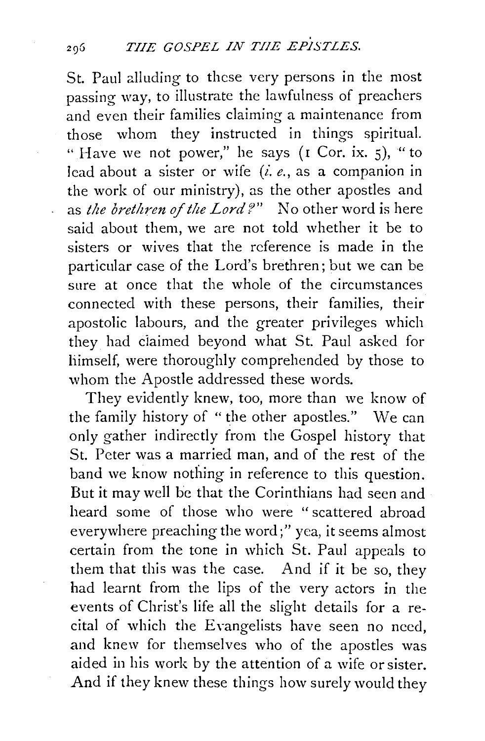St. Paul alluding to these very persons in the most passing way, to illustrate the lawfulness of preachers and even their families claiming a maintenance from those whom they instructed in things spiritual. "Have we not power," he says (1 Cor. ix. 5), "to lead about a sister or wife (*i. e.*, as a companion in the work of our ministry), as the other apostles and as *the brethren of the Lord?*" No other word is here said about them, we are not told whether it be to sisters or wives that the reference is made in the particular case of the Lord's brethren; but we can be sure at once that the whole of the circumstances connected with these persons, their families, their apostolic labours, and the greater privileges which they had claimed beyond what St. Paul asked for himself, were thoroughly comprehended by those to whom the Apostle addressed these words.

They evidently knew, too, more than we know of the family history of "the other apostles." We can only gather indirectly from the Gospel history that St. Peter was a married man, and of the rest of the band we know nothing in reference to this question. But it may well be that the Corinthians had seen and heard some of those who were "scattered abroad everywhere preaching the word;" yea, it seems almost certain from the tone in which St. Paul appeals to them that this was the case. And if it be so, they had learnt from the lips of the very actors in the events of Christ's life all the slight details for a recital of which the Evangelists have seen no need, and knew for themselves who of the apostles was aided in his work by the attention of a wife or sister. And if they knew these things how surely would they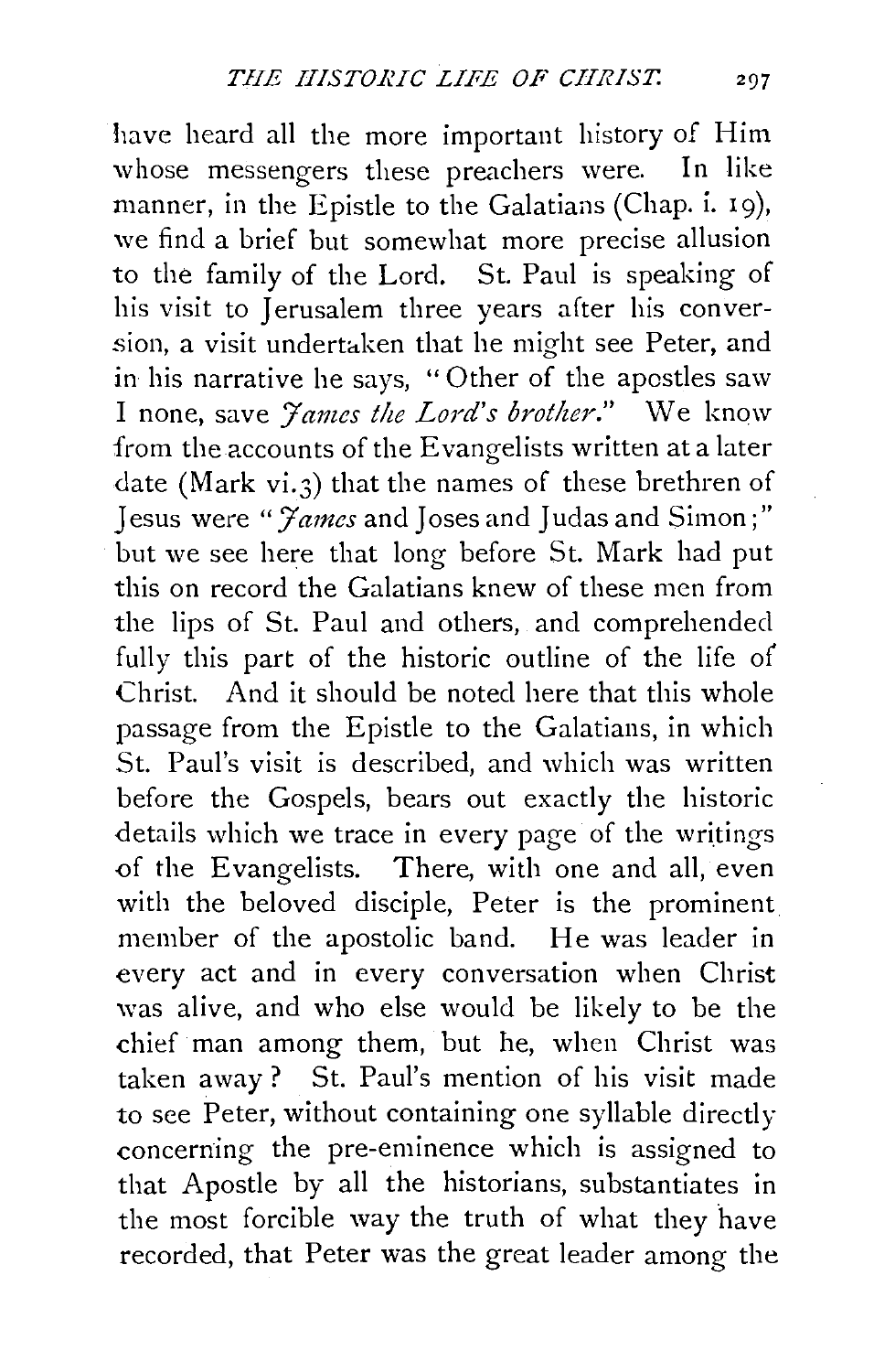have heard all the more important history of Him whose messengers these preachers were. In like manner, in the Epistle to the Galatians (Chap. i. 19), we find a brief but somewhat more precise allusion to the family of the Lord. St. Paul is speaking of his visit to Jerusalem three years after his conversion, a visit undertaken that he might see Peter, and in his narrative he says, "Other of the apostles saw I none, save *James the Lord's brother*." We know from the accounts of the Evangelists written at a later date (Mark vi. 3) that the names of these brethren of Jesus were "*James* and Joses and Judas and Simon;" but we see here that long before St. Mark had put this on record the Galatians knew of these men from the lips of St. Paul and others, and comprehended fully this part of the historic outline of the life of Christ. And it should be noted here that this whole passage from the Epistle to the Galatians, in which St. Paul's visit is described, and which was written before the Gospels, bears out exactly the historic details which we trace in every page of the writings of the Evangelists. There, with one and all, even with the beloved disciple, Peter is the prominent member of the apostolic band. He was leader in every act and in every conversation when Christ was alive, and who else would be likely to be the chief man among them, but he, when Christ was taken away? St. Paul's mention of his visit made to see Peter, without containing one syllable directly concerning the pre-eminence which is assigned to that Apostle by all the historians, substantiates in the most forcible way the truth of what they have recorded, that Peter was the great leader among the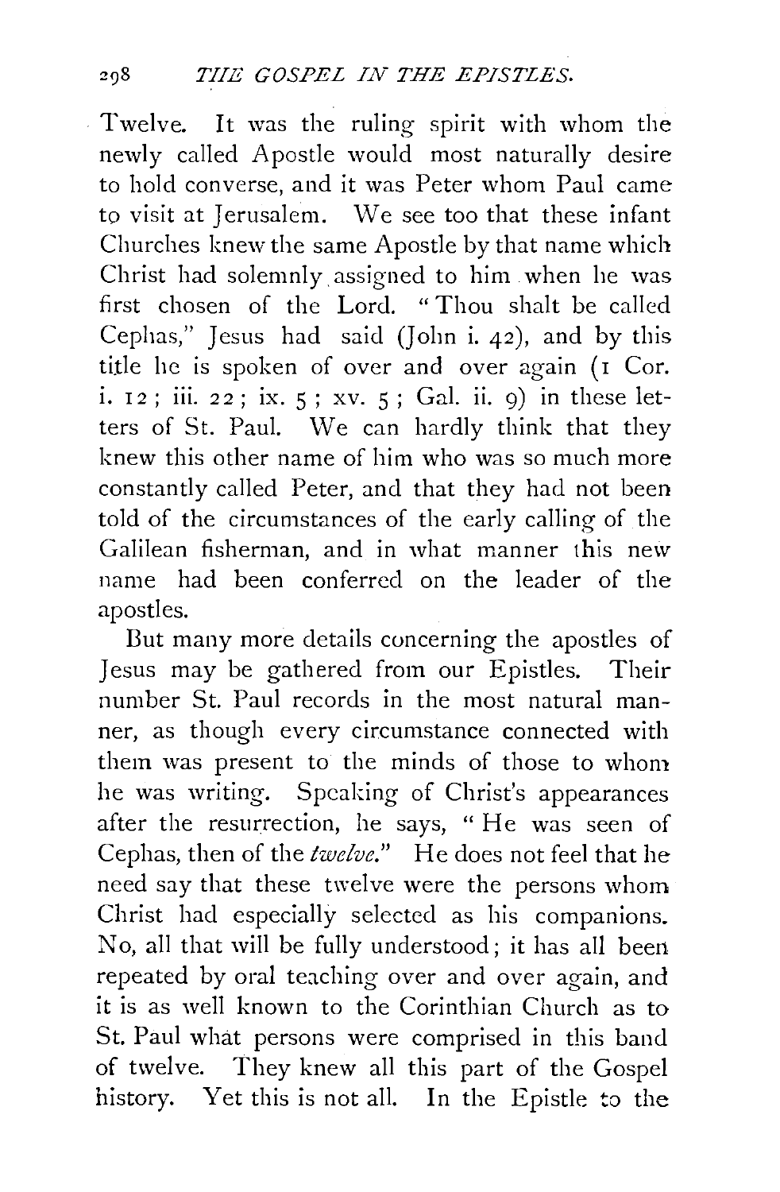Twelve. It was the ruling spirit with whom the newly called Apostle would most naturally desire to hold converse, and it was Peter whom Paul came to visit at Jerusalem. We see too that these infant Churches knew the same Apostle by that name which Christ had solemnly assigned to him when he was first chosen of the Lord. "Thou shalt be called Cephas," Jesus had said (John i. 42), and by this title he is spoken of over and over again (1 Cor. i. 12; iii. 22; ix. 5; xv. 5; Gal. ii. 9) in these letters of St. Paul. We can hardly think that they knew this other name of him who was so much more constantly called Peter, and that they had not been told of the circumstances of the early calling of the Galilean fisherman, and in what manner this new name had been conferred on the leader of the apostles.

But many more details concerning the apostles of Jesus may be gathered from our Epistles. Their number St. Paul records in the most natural manner, as though every circumstance connected with them was present to the minds of those to whom he was writing. Speaking of Christ's appearances after the resurrection, he says, "He was seen of Cephas, then of the *twelve*." He does not feel that he need say that these twelve were the persons whom Christ had especially selected as his companions. No, all that will be fully understood; it has all been repeated by oral teaching over and over again, and it is as well known to the Corinthian Church as to St. Paul what persons were comprised in this band of twelve. They knew all this part of the Gospel history. Yet this is not all. In the Epistle to the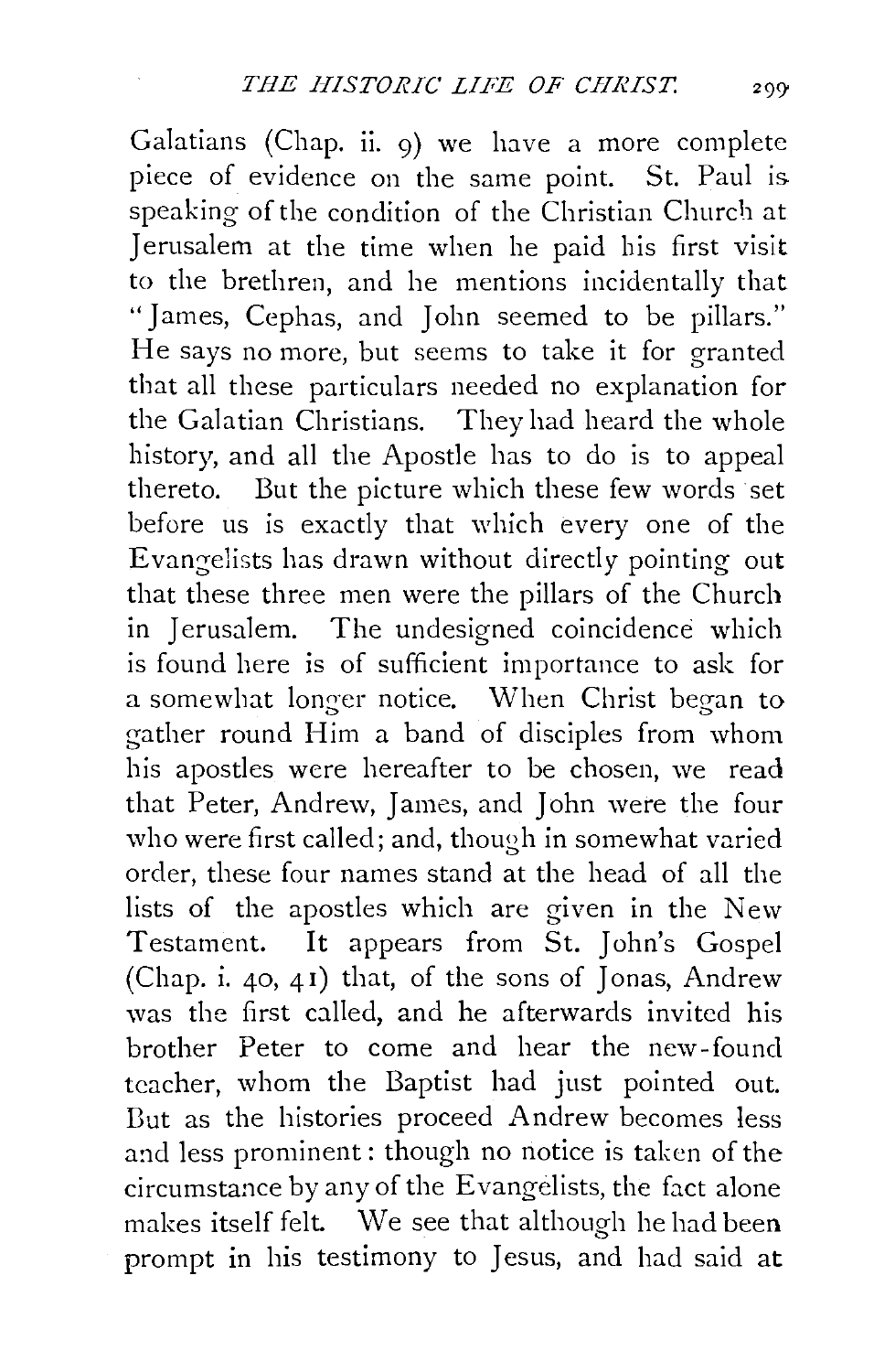Galatians (Chap. ii. 9) we have a more complete piece of evidence on the same point. St. Paul is speaking of the condition of the Christian Church at Jerusalem at the time when he paid his first visit to the brethren, and he mentions incidentally that "James, Cephas, and John seemed to be pillars." He says no more, but seems to take it for granted that all these particulars needed no explanation for the Galatian Christians. They had heard the whole history, and all the Apostle has to do is to appeal thereto. But the picture which these few words set before us is exactly that which every one of the Evangelists has drawn without directly pointing out that these three men were the pillars of the Church in Jerusalem. The undesigned coincidence which is found here is of sufficient importance to ask for a somewhat longer notice. When Christ began to gather round Him a band of disciples from whom his apostles were hereafter to be chosen, we read that Peter, Andrew, James, and John were the four who were first called; and, though in somewhat varied order, these four names stand at the head of all the lists of the apostles which are given in the New Testament. It appears from St. John's Gospel (Chap. i. 40, 41) that, of the sons of Jonas, Andrew was the first called, and he afterwards invited his brother Peter to come and hear the new-found teacher, whom the Baptist had just pointed out. But as the histories proceed Andrew becomes less and less prominent: though no notice is taken of the circumstance by any of the Evangelists, the fact alone makes itself felt. We see that although he had been prompt in his testimony to Jesus, and had said at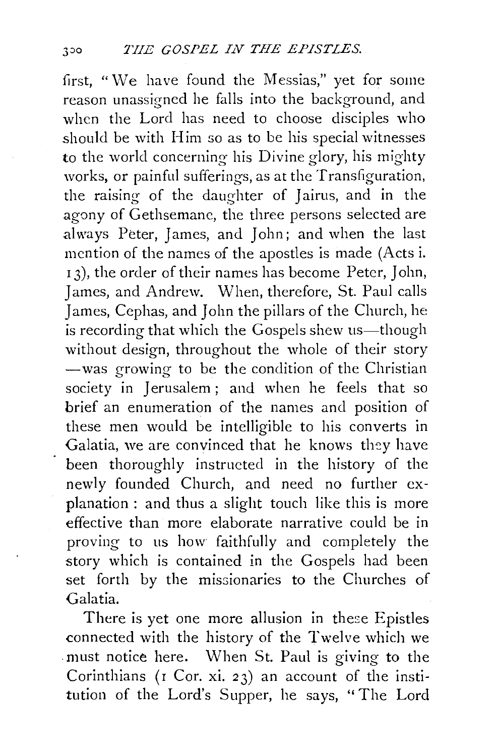first, "We have found the Messias," yet for some reason unassigned he falls into the background, and when the Lord has need to choose disciples who should be with Him so as to be his special witnesses to the world concerning his Divine glory, his mighty works, or painful sufferings, as at the Transfiguration, the raising of the daughter of Jairus, and in the agony of Gethsemane, the three persons selected are always Peter, James, and John; and when the last mention of the names of the apostles is made (Acts i. 13), the order of their names has become Peter, John, James, and Andrew. When, therefore, St. Paul calls James, Cephas, and John the pillars of the Church, he is recording that which the Gospels shew us—though without design, throughout the whole of their story—was growing to be the condition of the Christian society in Jerusalem; and when he feels that so brief an enumeration of the names and position of these men would be intelligible to his converts in Galatia, we are convinced that he knows they have been thoroughly instructed in the history of the newly founded Church, and need no further explanation: and thus a slight touch like this is more effective than more elaborate narrative could be in proving to us how faithfully and completely the story which is contained in the Gospels had been set forth by the missionaries to the Churches of Galatia.

There is yet one more allusion in these Epistles connected with the history of the Twelve which we must notice here. When St. Paul is giving to the Corinthians (1 Cor. xi. 23) an account of the institution of the Lord's Supper, he says, "The Lord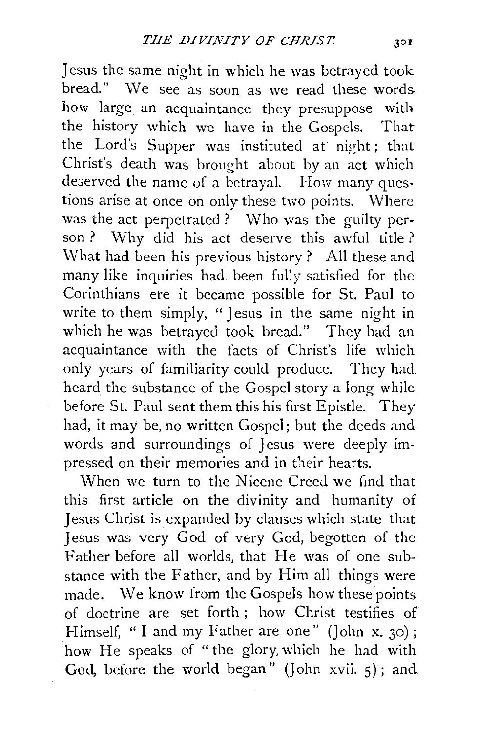Jesus the same night in which he was betrayed took bread." We see as soon as we read these words how large an acquaintance they presuppose with the history which we have in the Gospels. That the Lord's Supper was instituted at night; that Christ's death was brought about by an act which deserved the name of a betrayal. How many questions arise at once on only these two points. Where was the act perpetrated? Who was the guilty person? Why did his act deserve this awful title? What had been his previous history? All these and many like inquiries had been fully satisfied for the Corinthians ere it became possible for St. Paul to write to them simply, "Jesus in the same night in which he was betrayed took bread." They had an acquaintance with the facts of Christ's life which only years of familiarity could produce. They had heard the substance of the Gospel story a long while before St. Paul sent them this his first Epistle. They had, it may be, no written Gospel; but the deeds and words and surroundings of Jesus were deeply impressed on their memories and in their hearts.

When we turn to the Nicene Creed we find that this first article on the divinity and humanity of Jesus Christ is expanded by clauses which state that Jesus was very God of very God, begotten of the Father before all worlds, that He was of one substance with the Father, and by Him all things were made. We know from the Gospels how these points of doctrine are set forth; how Christ testifies of Himself, "I and my Father are one" (John x. 30); how He speaks of "the glory, which he had with God, before the world began" (John xvii. 5); and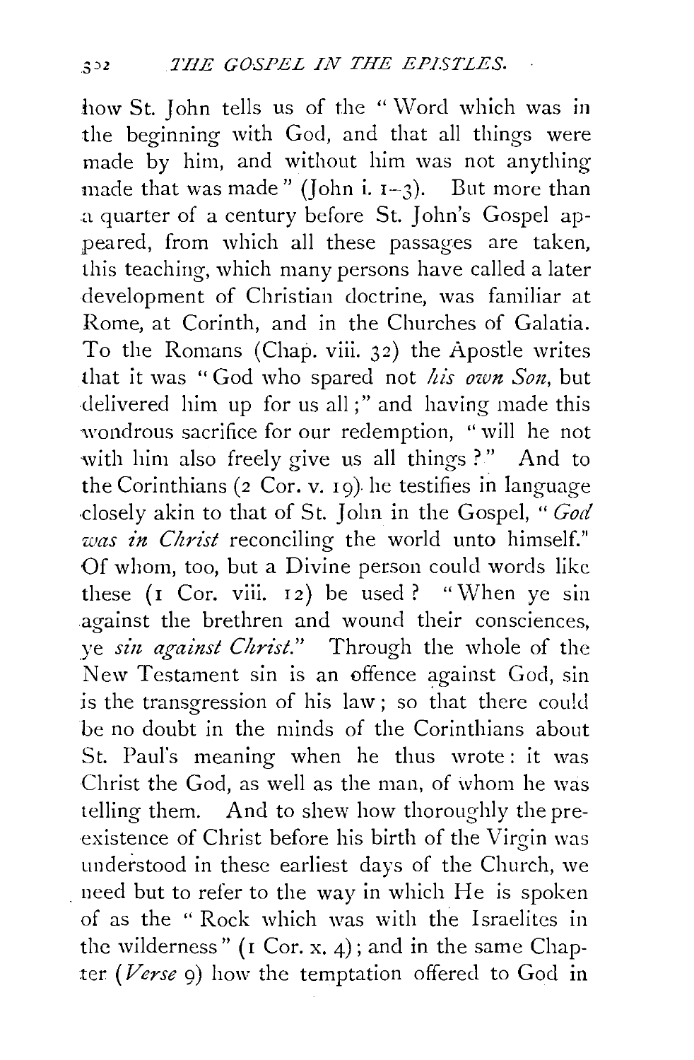how St. John tells us of the "Word which was in the beginning with God, and that all things were made by him, and without him was not anything made that was made" (John i. 1–3). But more than a quarter of a century before St. John's Gospel appeared, from which all these passages are taken, this teaching, which many persons have called a later development of Christian doctrine, was familiar at Rome, at Corinth, and in the Churches of Galatia. To the Romans (Chap. viii. 32) the Apostle writes that it was "God who spared not *his own Son*, but delivered him up for us all;" and having made this wondrous sacrifice for our redemption, "will he not with him also freely give us all things?" And to the Corinthians (2 Cor. v. 19) he testifies in language closely akin to that of St. John in the Gospel, "*God was in Christ* reconciling the world unto himself." Of whom, too, but a Divine person could words like these (1 Cor. viii. 12) be used? "When ye sin against the brethren and wound their consciences, ye *sin against Christ*." Through the whole of the New Testament sin is an offence against God, sin is the transgression of his law; so that there could be no doubt in the minds of the Corinthians about St. Paul's meaning when he thus wrote: it was Christ the God, as well as the man, of whom he was telling them. And to shew how thoroughly the pre-existence of Christ before his birth of the Virgin was understood in these earliest days of the Church, we need but to refer to the way in which He is spoken of as the "Rock which was with the Israelites in the wilderness" (1 Cor. x. 4); and in the same Chapter (*Verse* 9) how the temptation offered to God in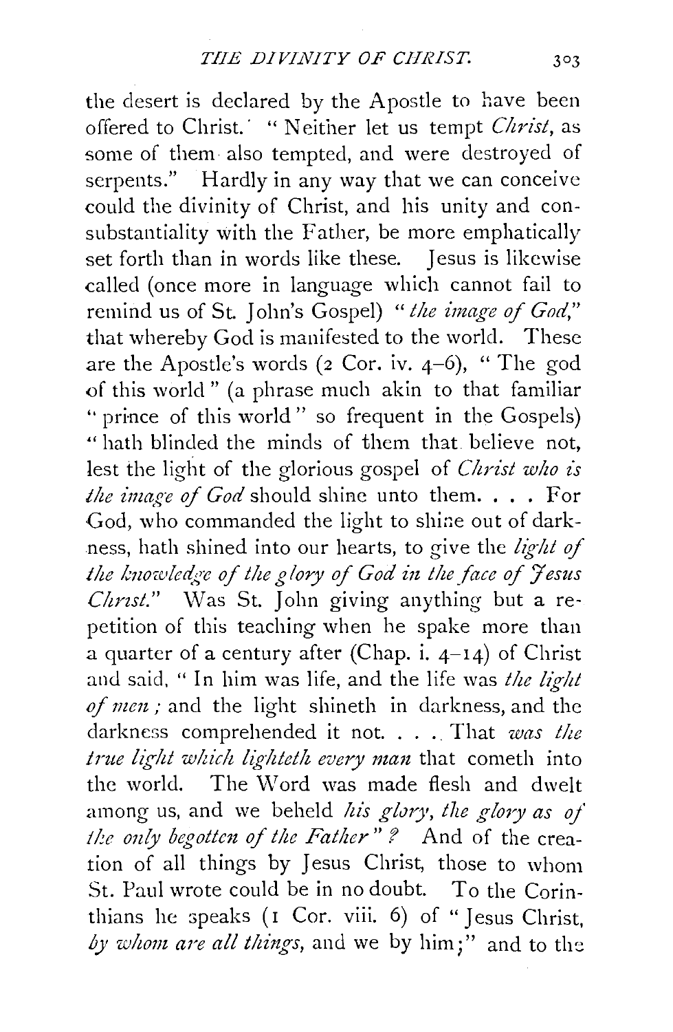the desert is declared by the Apostle to have been offered to Christ. "Neither let us tempt *Christ*, as some of them also tempted, and were destroyed of serpents." Hardly in any way that we can conceive could the divinity of Christ, and his unity and consubstantiality with the Father, be more emphatically set forth than in words like these. Jesus is likewise called (once more in language which cannot fail to remind us of St. John's Gospel) "*the image of God*," that whereby God is manifested to the world. These are the Apostle's words (2 Cor. iv. 4–6), "The god of this world" (a phrase much akin to that familiar "prince of this world" so frequent in the Gospels) "hath blinded the minds of them that believe not, lest the light of the glorious gospel of *Christ who is the image of God* should shine unto them. . . . For God, who commanded the light to shine out of darkness, hath shined into our hearts, to give the *light of the knowledge of the glory of God in the face of Jesus Christ*." Was St. John giving anything but a repetition of this teaching when he spake more than a quarter of a century after (Chap. i. 4–14) of Christ and said, "In him was life, and the life was *the light of men*; and the light shineth in darkness, and the darkness comprehended it not. . . . That *was the true light which lighteth every man* that cometh into the world. The Word was made flesh and dwelt among us, and we beheld *his glory, the glory as of the only begotten of the Father*"? And of the creation of all things by Jesus Christ, those to whom St. Paul wrote could be in no doubt. To the Corinthians he speaks (1 Cor. viii. 6) of "Jesus Christ, *by whom are all things*, and we by him;" and to the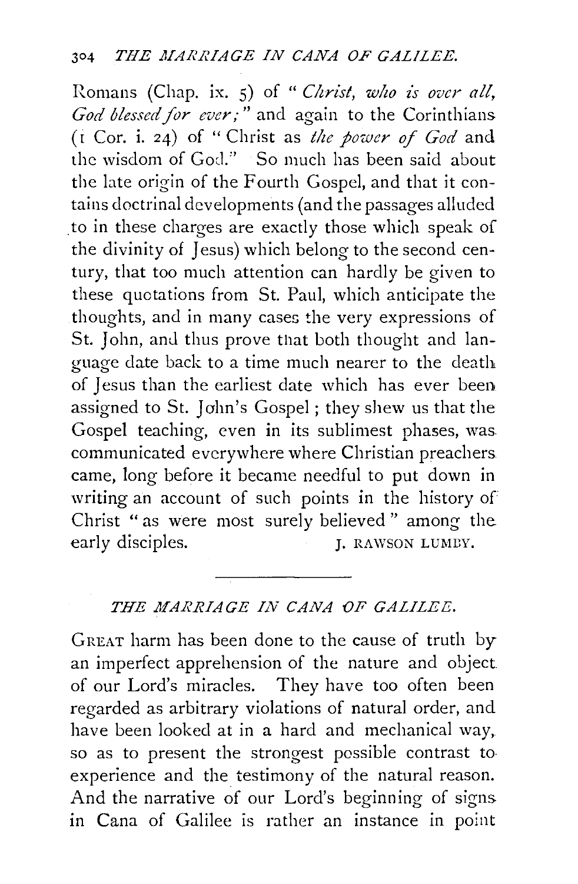Romans (Chap. ix. 5) of "*Christ, who is over all, God blessed for ever;*" and again to the Corinthians (1 Cor. i. 24) of "Christ as *the power of God* and the wisdom of God." So much has been said about the late origin of the Fourth Gospel, and that it contains doctrinal developments (and the passages alluded to in these charges are exactly those which speak of the divinity of Jesus) which belong to the second century, that too much attention can hardly be given to these quotations from St. Paul, which anticipate the thoughts, and in many cases the very expressions of St. John, and thus prove that both thought and language date back to a time much nearer to the death of Jesus than the earliest date which has ever been assigned to St. John's Gospel; they shew us that the Gospel teaching, even in its sublimest phases, was communicated everywhere where Christian preachers came, long before it became needful to put down in writing an account of such points in the history of Christ "as were most surely believed" among the early disciples.

J. RAWSON LUMBY.

---

## *THE MARRIAGE IN CANA OF GALILEE.*

GREAT harm has been done to the cause of truth by an imperfect apprehension of the nature and object of our Lord's miracles. They have too often been regarded as arbitrary violations of natural order, and have been looked at in a hard and mechanical way, so as to present the strongest possible contrast to experience and the testimony of the natural reason. And the narrative of our Lord's beginning of signs in Cana of Galilee is rather an instance in point